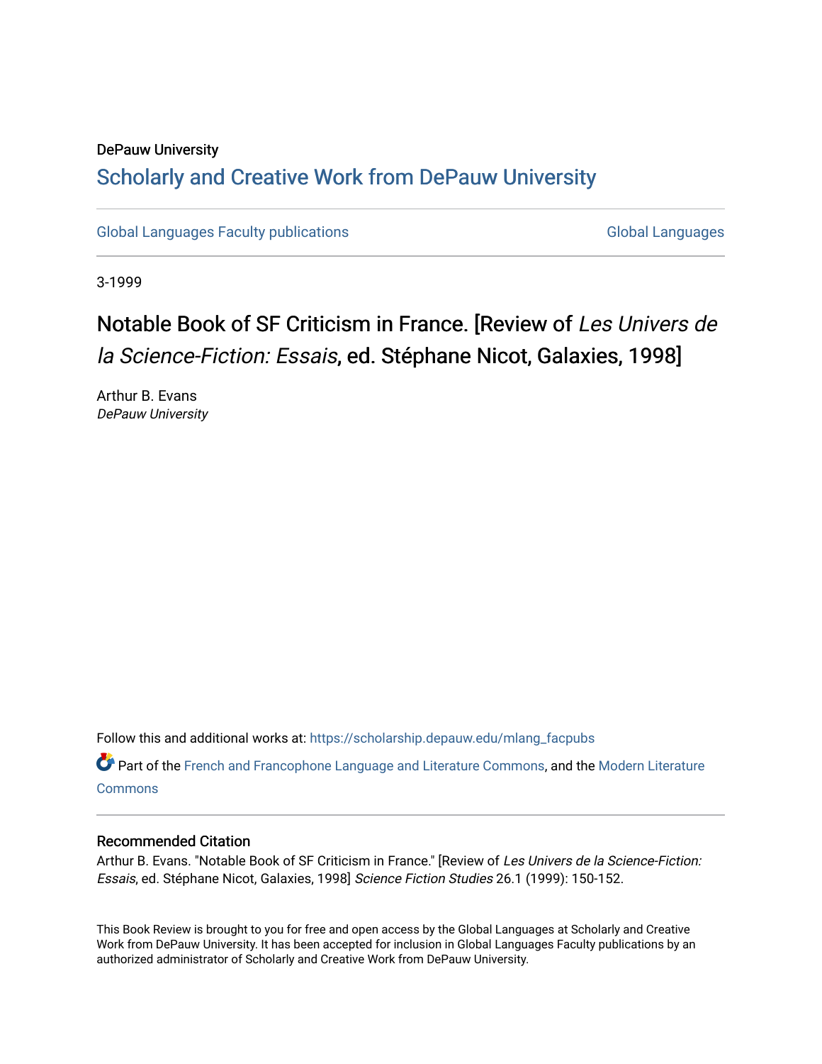DePauw University

## Scholarly and Creative Work from DePauw University

Global Languages Faculty publications

Global Languages

3-1999

# Notable Book of SF Criticism in France. [Review of *Les Univers de la Science-Fiction: Essais*, ed. Stéphane Nicot, Galaxies, 1998]

Arthur B. Evans
*DePauw University*

Follow this and additional works at: https://scholarship.depauw.edu/mlang_facpubs

Part of the French and Francophone Language and Literature Commons, and the Modern Literature Commons

### Recommended Citation

Arthur B. Evans. "Notable Book of SF Criticism in France." [Review of *Les Univers de la Science-Fiction: Essais*, ed. Stéphane Nicot, Galaxies, 1998] *Science Fiction Studies* 26.1 (1999): 150-152.

This Book Review is brought to you for free and open access by the Global Languages at Scholarly and Creative Work from DePauw University. It has been accepted for inclusion in Global Languages Faculty publications by an authorized administrator of Scholarly and Creative Work from DePauw University.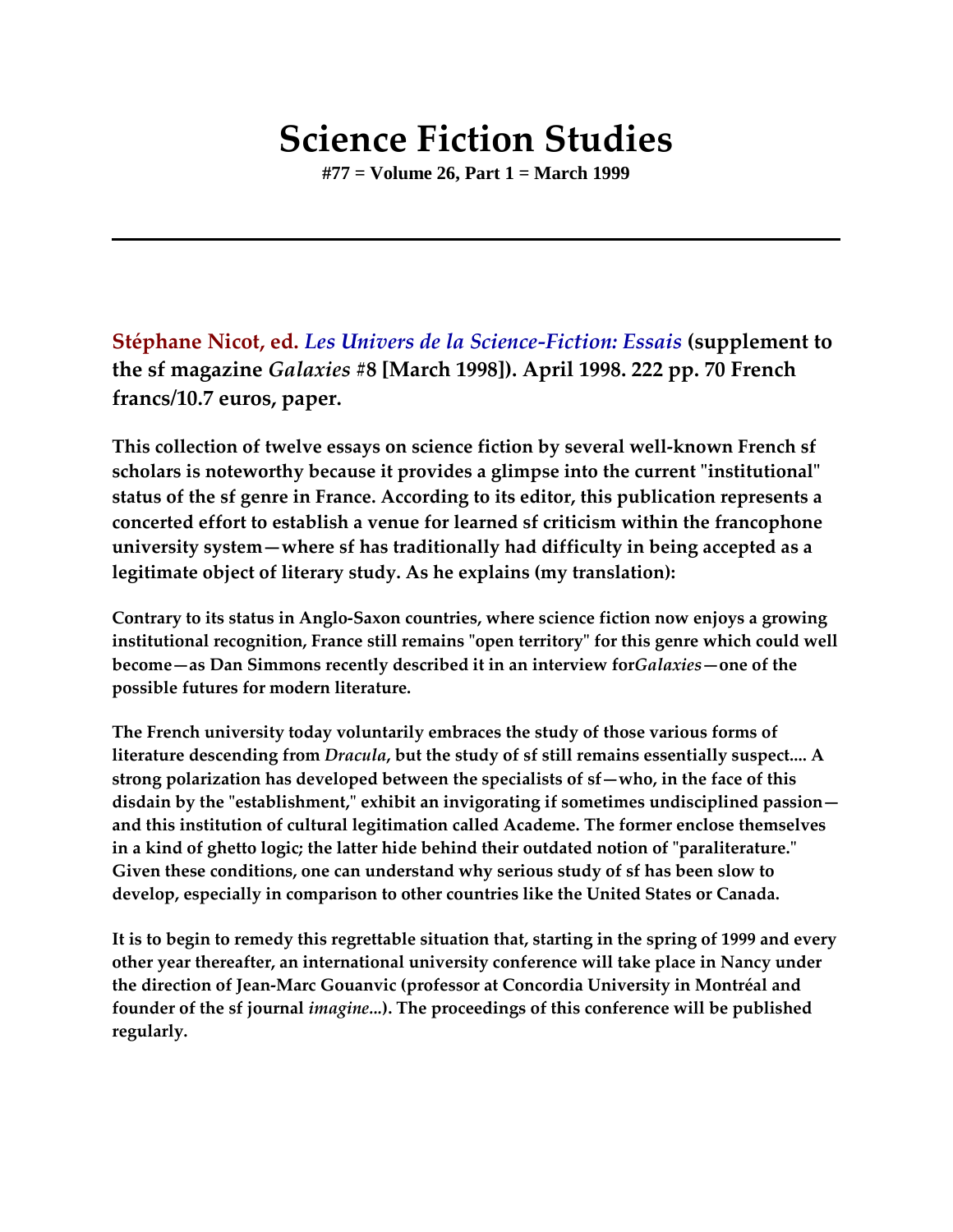# Science Fiction Studies

**#77 = Volume 26, Part 1 = March 1999**

---

**Stéphane Nicot, ed.** ***Les Univers de la Science-Fiction: Essais*** **(supplement to the sf magazine *Galaxies* #8 [March 1998]). April 1998. 222 pp. 70 French francs/10.7 euros, paper.**

This collection of twelve essays on science fiction by several well-known French sf scholars is noteworthy because it provides a glimpse into the current "institutional" status of the sf genre in France. According to its editor, this publication represents a concerted effort to establish a venue for learned sf criticism within the francophone university system—where sf has traditionally had difficulty in being accepted as a legitimate object of literary study. As he explains (my translation):

> Contrary to its status in Anglo-Saxon countries, where science fiction now enjoys a growing institutional recognition, France still remains "open territory" for this genre which could well become—as Dan Simmons recently described it in an interview for *Galaxies*—one of the possible futures for modern literature.
>
> The French university today voluntarily embraces the study of those various forms of literature descending from *Dracula*, but the study of sf still remains essentially suspect.... A strong polarization has developed between the specialists of sf—who, in the face of this disdain by the "establishment," exhibit an invigorating if sometimes undisciplined passion—and this institution of cultural legitimation called Academe. The former enclose themselves in a kind of ghetto logic; the latter hide behind their outdated notion of "paraliterature." Given these conditions, one can understand why serious study of sf has been slow to develop, especially in comparison to other countries like the United States or Canada.
>
> It is to begin to remedy this regrettable situation that, starting in the spring of 1999 and every other year thereafter, an international university conference will take place in Nancy under the direction of Jean-Marc Gouanvic (professor at Concordia University in Montréal and founder of the sf journal *imagine...*). The proceedings of this conference will be published regularly.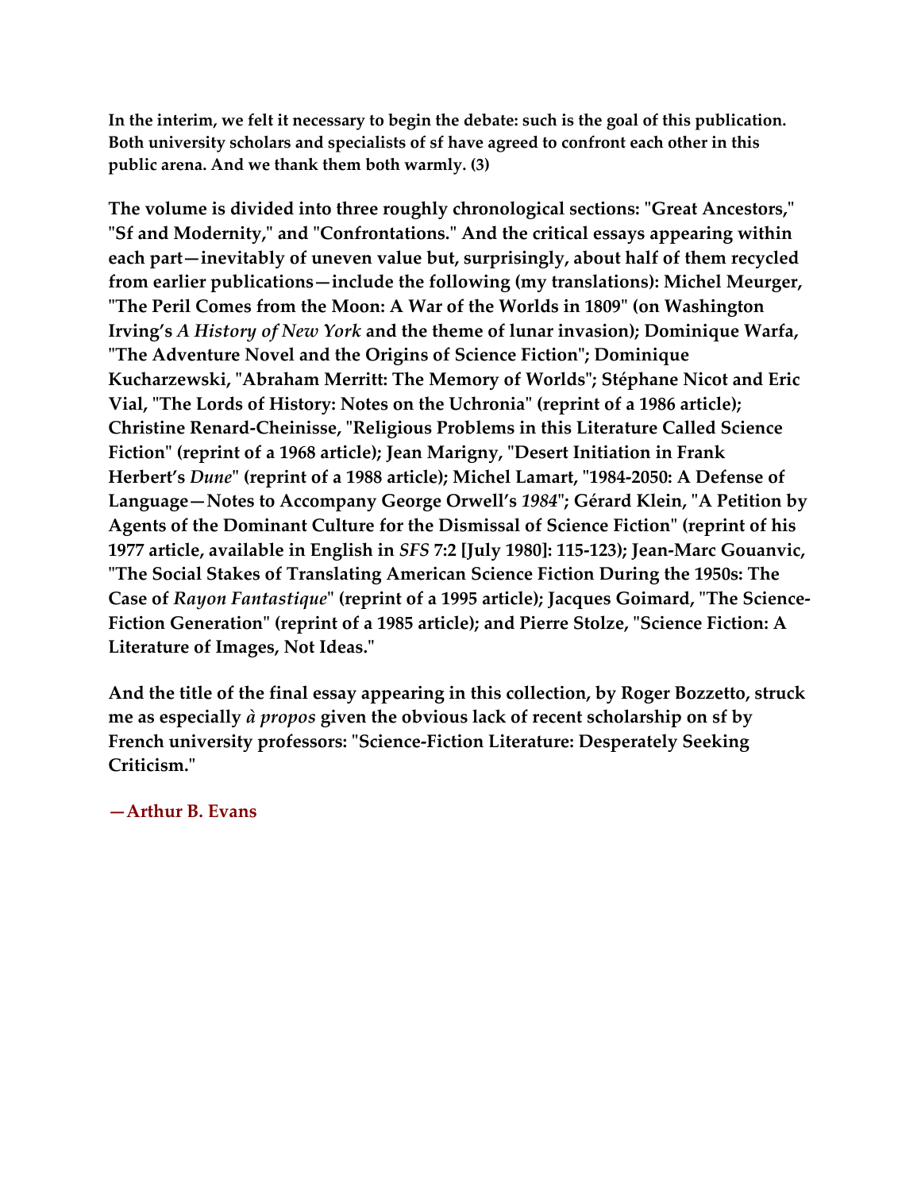**In the interim, we felt it necessary to begin the debate: such is the goal of this publication. Both university scholars and specialists of sf have agreed to confront each other in this public arena. And we thank them both warmly. (3)**

**The volume is divided into three roughly chronological sections: "Great Ancestors," "Sf and Modernity," and "Confrontations." And the critical essays appearing within each part—inevitably of uneven value but, surprisingly, about half of them recycled from earlier publications—include the following (my translations): Michel Meurger, "The Peril Comes from the Moon: A War of the Worlds in 1809" (on Washington Irving's *A History of New York* and the theme of lunar invasion); Dominique Warfa, "The Adventure Novel and the Origins of Science Fiction"; Dominique Kucharzewski, "Abraham Merritt: The Memory of Worlds"; Stéphane Nicot and Eric Vial, "The Lords of History: Notes on the Uchronia" (reprint of a 1986 article); Christine Renard-Cheinisse, "Religious Problems in this Literature Called Science Fiction" (reprint of a 1968 article); Jean Marigny, "Desert Initiation in Frank Herbert's *Dune*" (reprint of a 1988 article); Michel Lamart, "1984-2050: A Defense of Language—Notes to Accompany George Orwell's *1984*"; Gérard Klein, "A Petition by Agents of the Dominant Culture for the Dismissal of Science Fiction" (reprint of his 1977 article, available in English in *SFS* 7:2 [July 1980]: 115-123); Jean-Marc Gouanvic, "The Social Stakes of Translating American Science Fiction During the 1950s: The Case of *Rayon Fantastique*" (reprint of a 1995 article); Jacques Goimard, "The Science-Fiction Generation" (reprint of a 1985 article); and Pierre Stolze, "Science Fiction: A Literature of Images, Not Ideas."**

**And the title of the final essay appearing in this collection, by Roger Bozzetto, struck me as especially *à propos* given the obvious lack of recent scholarship on sf by French university professors: "Science-Fiction Literature: Desperately Seeking Criticism."**

**—Arthur B. Evans**